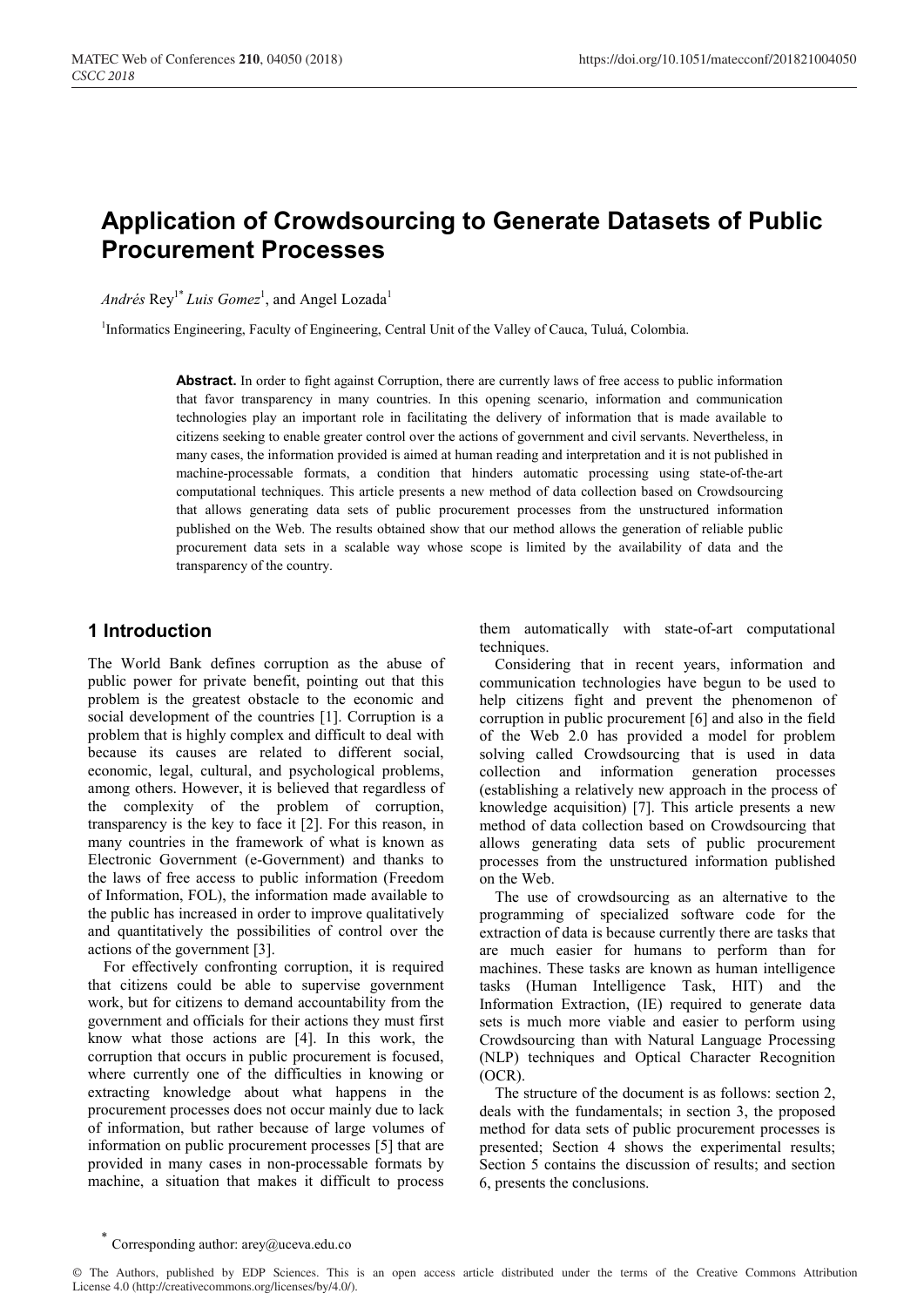# Application of Crowdsourcing to Generate Datasets of Public Procurement Processes

*Andrés* Rey[1*] *Luis Gomez*[1], and Angel Lozada[1]

[1]Informatics Engineering, Faculty of Engineering, Central Unit of the Valley of Cauca, Tuluá, Colombia.

**Abstract.** In order to fight against Corruption, there are currently laws of free access to public information that favor transparency in many countries. In this opening scenario, information and communication technologies play an important role in facilitating the delivery of information that is made available to citizens seeking to enable greater control over the actions of government and civil servants. Nevertheless, in many cases, the information provided is aimed at human reading and interpretation and it is not published in machine-processable formats, a condition that hinders automatic processing using state-of-the-art computational techniques. This article presents a new method of data collection based on Crowdsourcing that allows generating data sets of public procurement processes from the unstructured information published on the Web. The results obtained show that our method allows the generation of reliable public procurement data sets in a scalable way whose scope is limited by the availability of data and the transparency of the country.

## 1 Introduction

The World Bank defines corruption as the abuse of public power for private benefit, pointing out that this problem is the greatest obstacle to the economic and social development of the countries [1]. Corruption is a problem that is highly complex and difficult to deal with because its causes are related to different social, economic, legal, cultural, and psychological problems, among others. However, it is believed that regardless of the complexity of the problem of corruption, transparency is the key to face it [2]. For this reason, in many countries in the framework of what is known as Electronic Government (e-Government) and thanks to the laws of free access to public information (Freedom of Information, FOI), the information made available to the public has increased in order to improve qualitatively and quantitatively the possibilities of control over the actions of the government [3].

For effectively confronting corruption, it is required that citizens could be able to supervise government work, but for citizens to demand accountability from the government and officials for their actions they must first know what those actions are [4]. In this work, the corruption that occurs in public procurement is focused, where currently one of the difficulties in knowing or extracting knowledge about what happens in the procurement processes does not occur mainly due to lack of information, but rather because of large volumes of information on public procurement processes [5] that are provided in many cases in non-processable formats by machine, a situation that makes it difficult to process them automatically with state-of-art computational techniques.

Considering that in recent years, information and communication technologies have begun to be used to help citizens fight and prevent the phenomenon of corruption in public procurement [6] and also in the field of the Web 2.0 has provided a model for problem solving called Crowdsourcing that is used in data collection and information generation processes (establishing a relatively new approach in the process of knowledge acquisition) [7]. This article presents a new method of data collection based on Crowdsourcing that allows generating data sets of public procurement processes from the unstructured information published on the Web.

The use of crowdsourcing as an alternative to the programming of specialized software code for the extraction of data is because currently there are tasks that are much easier for humans to perform than for machines. These tasks are known as human intelligence tasks (Human Intelligence Task, HIT) and the Information Extraction, (IE) required to generate data sets is much more viable and easier to perform using Crowdsourcing than with Natural Language Processing (NLP) techniques and Optical Character Recognition (OCR).

The structure of the document is as follows: section 2, deals with the fundamentals; in section 3, the proposed method for data sets of public procurement processes is presented; Section 4 shows the experimental results; Section 5 contains the discussion of results; and section 6, presents the conclusions.

[*] Corresponding author: arey@uceva.edu.co

© The Authors, published by EDP Sciences. This is an open access article distributed under the terms of the Creative Commons Attribution License 4.0 (http://creativecommons.org/licenses/by/4.0/).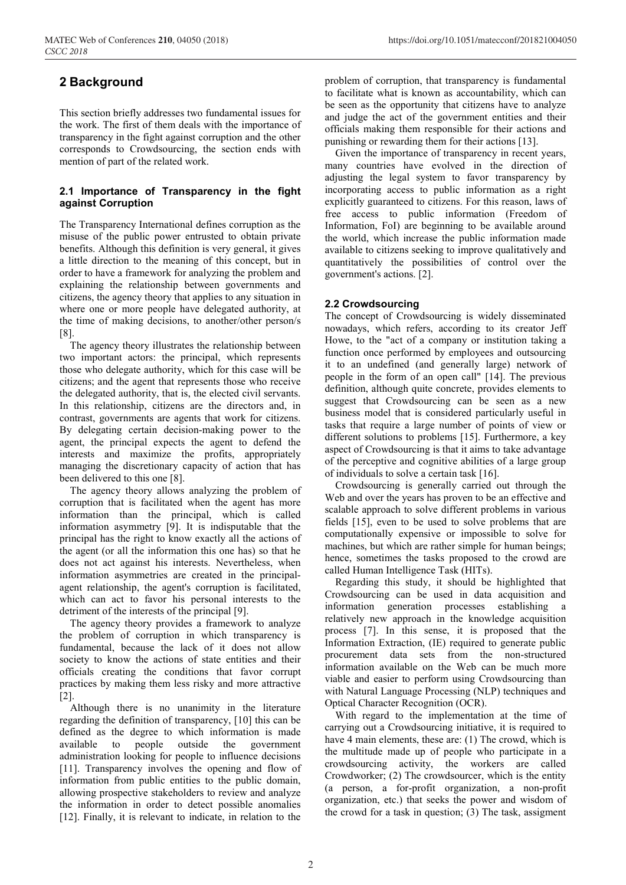## 2 Background

This section briefly addresses two fundamental issues for the work. The first of them deals with the importance of transparency in the fight against corruption and the other corresponds to Crowdsourcing, the section ends with mention of part of the related work.

### 2.1 Importance of Transparency in the fight against Corruption

The Transparency International defines corruption as the misuse of the public power entrusted to obtain private benefits. Although this definition is very general, it gives a little direction to the meaning of this concept, but in order to have a framework for analyzing the problem and explaining the relationship between governments and citizens, the agency theory that applies to any situation in where one or more people have delegated authority, at the time of making decisions, to another/other person/s [8].

The agency theory illustrates the relationship between two important actors: the principal, which represents those who delegate authority, which for this case will be citizens; and the agent that represents those who receive the delegated authority, that is, the elected civil servants. In this relationship, citizens are the directors and, in contrast, governments are agents that work for citizens. By delegating certain decision-making power to the agent, the principal expects the agent to defend the interests and maximize the profits, appropriately managing the discretionary capacity of action that has been delivered to this one [8].

The agency theory allows analyzing the problem of corruption that is facilitated when the agent has more information than the principal, which is called information asymmetry [9]. It is indisputable that the principal has the right to know exactly all the actions of the agent (or all the information this one has) so that he does not act against his interests. Nevertheless, when information asymmetries are created in the principal-agent relationship, the agent's corruption is facilitated, which can act to favor his personal interests to the detriment of the interests of the principal [9].

The agency theory provides a framework to analyze the problem of corruption in which transparency is fundamental, because the lack of it does not allow society to know the actions of state entities and their officials creating the conditions that favor corrupt practices by making them less risky and more attractive [2].

Although there is no unanimity in the literature regarding the definition of transparency, [10] this can be defined as the degree to which information is made available to people outside the government administration looking for people to influence decisions [11]. Transparency involves the opening and flow of information from public entities to the public domain, allowing prospective stakeholders to review and analyze the information in order to detect possible anomalies [12]. Finally, it is relevant to indicate, in relation to the problem of corruption, that transparency is fundamental to facilitate what is known as accountability, which can be seen as the opportunity that citizens have to analyze and judge the act of the government entities and their officials making them responsible for their actions and punishing or rewarding them for their actions [13].

Given the importance of transparency in recent years, many countries have evolved in the direction of adjusting the legal system to favor transparency by incorporating access to public information as a right explicitly guaranteed to citizens. For this reason, laws of free access to public information (Freedom of Information, FoI) are beginning to be available around the world, which increase the public information made available to citizens seeking to improve qualitatively and quantitatively the possibilities of control over the government's actions. [2].

### 2.2 Crowdsourcing

The concept of Crowdsourcing is widely disseminated nowadays, which refers, according to its creator Jeff Howe, to the "act of a company or institution taking a function once performed by employees and outsourcing it to an undefined (and generally large) network of people in the form of an open call" [14]. The previous definition, although quite concrete, provides elements to suggest that Crowdsourcing can be seen as a new business model that is considered particularly useful in tasks that require a large number of points of view or different solutions to problems [15]. Furthermore, a key aspect of Crowdsourcing is that it aims to take advantage of the perceptive and cognitive abilities of a large group of individuals to solve a certain task [16].

Crowdsourcing is generally carried out through the Web and over the years has proven to be an effective and scalable approach to solve different problems in various fields [15], even to be used to solve problems that are computationally expensive or impossible to solve for machines, but which are rather simple for human beings; hence, sometimes the tasks proposed to the crowd are called Human Intelligence Task (HITs).

Regarding this study, it should be highlighted that Crowdsourcing can be used in data acquisition and information generation processes establishing a relatively new approach in the knowledge acquisition process [7]. In this sense, it is proposed that the Information Extraction, (IE) required to generate public procurement data sets from the non-structured information available on the Web can be much more viable and easier to perform using Crowdsourcing than with Natural Language Processing (NLP) techniques and Optical Character Recognition (OCR).

With regard to the implementation at the time of carrying out a Crowdsourcing initiative, it is required to have 4 main elements, these are: (1) The crowd, which is the multitude made up of people who participate in a crowdsourcing activity, the workers are called Crowdworker; (2) The crowdsourcer, which is the entity (a person, a for-profit organization, a non-profit organization, etc.) that seeks the power and wisdom of the crowd for a task in question; (3) The task, assigment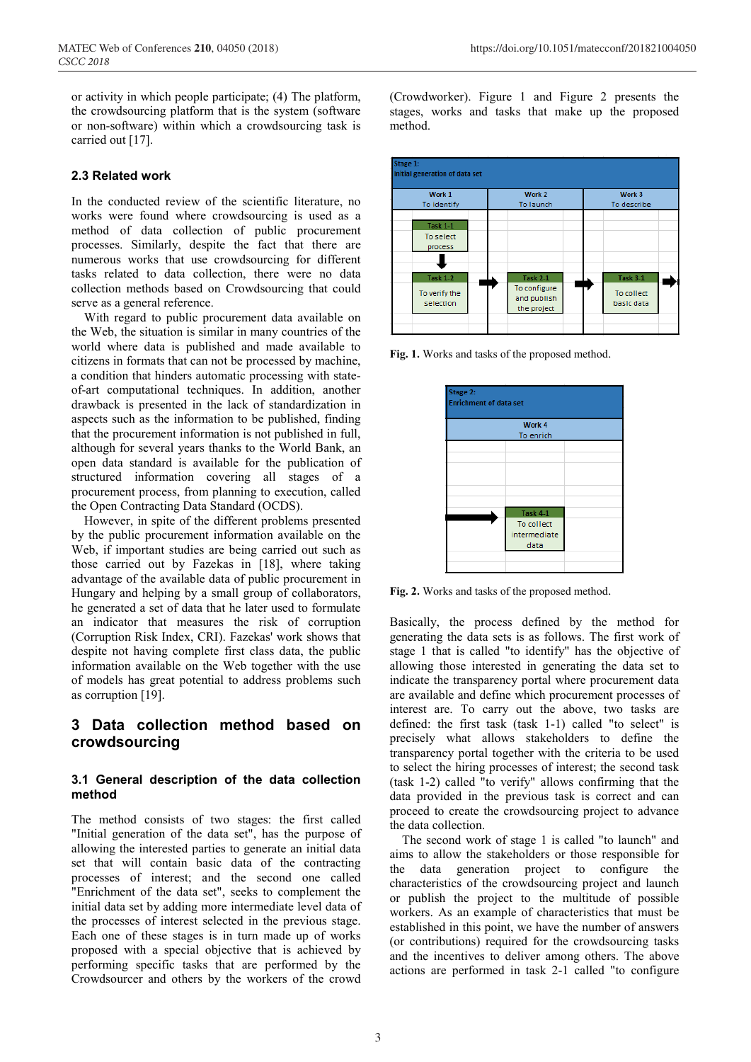or activity in which people participate; (4) The platform, the crowdsourcing platform that is the system (software or non-software) within which a crowdsourcing task is carried out [17].

### 2.3 Related work

In the conducted review of the scientific literature, no works were found where crowdsourcing is used as a method of data collection of public procurement processes. Similarly, despite the fact that there are numerous works that use crowdsourcing for different tasks related to data collection, there were no data collection methods based on Crowdsourcing that could serve as a general reference.

With regard to public procurement data available on the Web, the situation is similar in many countries of the world where data is published and made available to citizens in formats that can not be processed by machine, a condition that hinders automatic processing with state-of-art computational techniques. In addition, another drawback is presented in the lack of standardization in aspects such as the information to be published, finding that the procurement information is not published in full, although for several years thanks to the World Bank, an open data standard is available for the publication of structured information covering all stages of a procurement process, from planning to execution, called the Open Contracting Data Standard (OCDS).

However, in spite of the different problems presented by the public procurement information available on the Web, if important studies are being carried out such as those carried out by Fazekas in [18], where taking advantage of the available data of public procurement in Hungary and helping by a small group of collaborators, he generated a set of data that he later used to formulate an indicator that measures the risk of corruption (Corruption Risk Index, CRI). Fazekas' work shows that despite not having complete first class data, the public information available on the Web together with the use of models has great potential to address problems such as corruption [19].

## 3 Data collection method based on crowdsourcing

### 3.1 General description of the data collection method

The method consists of two stages: the first called "Initial generation of the data set", has the purpose of allowing the interested parties to generate an initial data set that will contain basic data of the contracting processes of interest; and the second one called "Enrichment of the data set", seeks to complement the initial data set by adding more intermediate level data of the processes of interest selected in the previous stage. Each one of these stages is in turn made up of works proposed with a special objective that is achieved by performing specific tasks that are performed by the Crowdsourcer and others by the workers of the crowd (Crowdworker). Figure 1 and Figure 2 presents the stages, works and tasks that make up the proposed method.

| Stage 1: Initial generation of data set | | |
|---|---|---|
| Work 1 To identify | Work 2 To launch | Work 3 To describe |
| Task 1-1 To select process | | |
| Task 1-2 To verify the selection | Task 2-1 To configure and publish the project | Task 3-1 To collect basic data |

**Fig. 1.** Works and tasks of the proposed method.

| Stage 2: Enrichment of data set |
|---|
| Work 4 To enrich |
| Task 4-1 To collect intermediate data |

**Fig. 2.** Works and tasks of the proposed method.

Basically, the process defined by the method for generating the data sets is as follows. The first work of stage 1 that is called "to identify" has the objective of allowing those interested in generating the data set to indicate the transparency portal where procurement data are available and define which procurement processes of interest are. To carry out the above, two tasks are defined: the first task (task 1-1) called "to select" is precisely what allows stakeholders to define the transparency portal together with the criteria to be used to select the hiring processes of interest; the second task (task 1-2) called "to verify" allows confirming that the data provided in the previous task is correct and can proceed to create the crowdsourcing project to advance the data collection.

The second work of stage 1 is called "to launch" and aims to allow the stakeholders or those responsible for the data generation project to configure the characteristics of the crowdsourcing project and launch or publish the project to the multitude of possible workers. As an example of characteristics that must be established in this point, we have the number of answers (or contributions) required for the crowdsourcing tasks and the incentives to deliver among others. The above actions are performed in task 2-1 called "to configure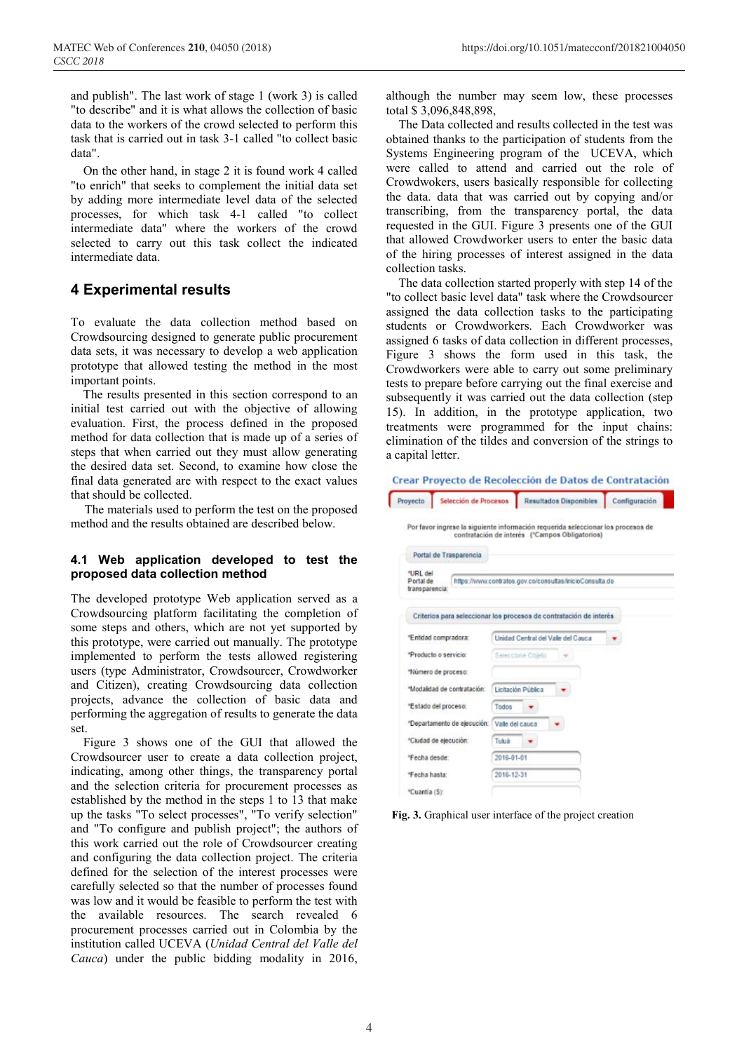and publish". The last work of stage 1 (work 3) is called "to describe" and it is what allows the collection of basic data to the workers of the crowd selected to perform this task that is carried out in task 3-1 called "to collect basic data".

On the other hand, in stage 2 it is found work 4 called "to enrich" that seeks to complement the initial data set by adding more intermediate level data of the selected processes, for which task 4-1 called "to collect intermediate data" where the workers of the crowd selected to carry out this task collect the indicated intermediate data.

## 4 Experimental results

To evaluate the data collection method based on Crowdsourcing designed to generate public procurement data sets, it was necessary to develop a web application prototype that allowed testing the method in the most important points.

The results presented in this section correspond to an initial test carried out with the objective of allowing evaluation. First, the process defined in the proposed method for data collection that is made up of a series of steps that when carried out they must allow generating the desired data set. Second, to examine how close the final data generated are with respect to the exact values that should be collected.

The materials used to perform the test on the proposed method and the results obtained are described below.

### 4.1 Web application developed to test the proposed data collection method

The developed prototype Web application served as a Crowdsourcing platform facilitating the completion of some steps and others, which are not yet supported by this prototype, were carried out manually. The prototype implemented to perform the tests allowed registering users (type Administrator, Crowdsourcer, Crowdworker and Citizen), creating Crowdsourcing data collection projects, advance the collection of basic data and performing the aggregation of results to generate the data set.

Figure 3 shows one of the GUI that allowed the Crowdsourcer user to create a data collection project, indicating, among other things, the transparency portal and the selection criteria for procurement processes as established by the method in the steps 1 to 13 that make up the tasks "To select processes", "To verify selection" and "To configure and publish project"; the authors of this work carried out the role of Crowdsourcer creating and configuring the data collection project. The criteria defined for the selection of the interest processes were carefully selected so that the number of processes found was low and it would be feasible to perform the test with the available resources. The search revealed 6 procurement processes carried out in Colombia by the institution called UCEVA (*Unidad Central del Valle del Cauca*) under the public bidding modality in 2016, although the number may seem low, these processes total $ 3,096,848,898,

The Data collected and results collected in the test was obtained thanks to the participation of students from the Systems Engineering program of the UCEVA, which were called to attend and carried out the role of Crowdworkers, users basically responsible for collecting the data. data that was carried out by copying and/or transcribing, from the transparency portal, the data requested in the GUI. Figure 3 presents one of the GUI that allowed Crowdworker users to enter the basic data of the hiring processes of interest assigned in the data collection tasks.

The data collection started properly with step 14 of the "to collect basic level data" task where the Crowdsourcer assigned the data collection tasks to the participating students or Crowdworkers. Each Crowdworker was assigned 6 tasks of data collection in different processes, Figure 3 shows the form used in this task, the Crowdworkers were able to carry out some preliminary tests to prepare before carrying out the final exercise and subsequently it was carried out the data collection (step 15). In addition, in the prototype application, two treatments were programmed for the input chains: elimination of the tildes and conversion of the strings to a capital letter.

**Fig. 3.** Graphical user interface of the project creation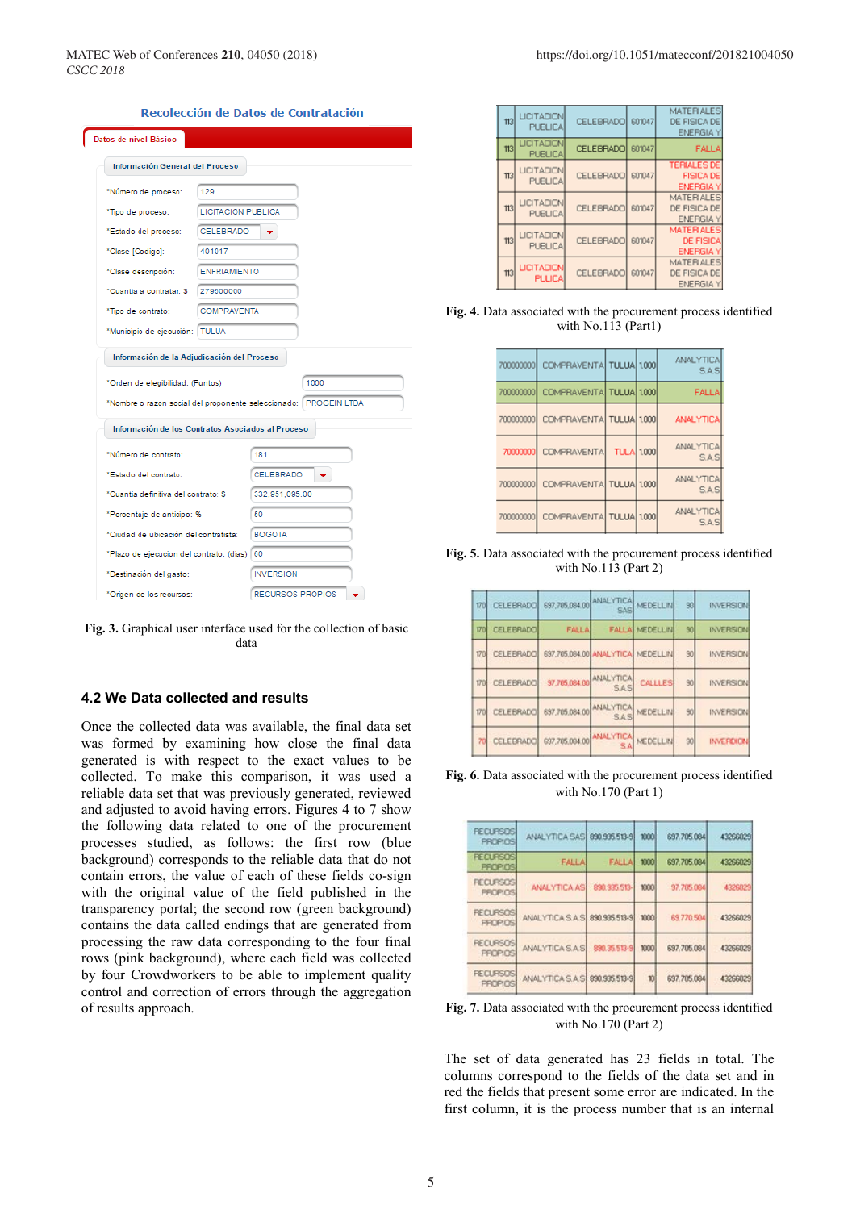**Recolección de Datos de Contratación**

Datos de nivel Básico

Información General del Proceso

- *Número de proceso: 129
- *Tipo de proceso: LICITACION PUBLICA
- *Estado del proceso: CELEBRADO
- *Clase [Codigo]: 401017
- *Clase descripción: ENFRIAMIENTO
- *Cuantia a contratar: $ 279500000
- *Tipo de contrato: COMPRAVENTA
- *Municipio de ejecución: TULUA

Información de la Adjudicación del Proceso

- *Orden de elegibilidad: (Puntos) 1000
- *Nombre o razon social del proponente seleccionado: PROGEIN LTDA

Información de los Contratos Asociados al Proceso

- *Número de contrato: 181
- *Estado del contrato: CELEBRADO
- *Cuantia definitiva del contrato: $ 332,951,095.00
- *Porcentaje de anticipo: % 50
- *Ciudad de ubicación del contratista: BOGOTA
- *Plazo de ejecucion del contrato: (dias) 60
- *Destinación del gasto: INVERSION
- *Origen de los recursos: RECURSOS PROPIOS

**Fig. 3.** Graphical user interface used for the collection of basic data

## 4.2 We Data collected and results

Once the collected data was available, the final data set was formed by examining how close the final data generated is with respect to the exact values to be collected. To make this comparison, it was used a reliable data set that was previously generated, reviewed and adjusted to avoid having errors. Figures 4 to 7 show the following data related to one of the procurement processes studied, as follows: the first row (blue background) corresponds to the reliable data that do not contain errors, the value of each of these fields co-sign with the original value of the field published in the transparency portal; the second row (green background) contains the data called endings that are generated from processing the raw data corresponding to the four final rows (pink background), where each field was collected by four Crowdworkers to be able to implement quality control and correction of errors through the aggregation of results approach.

| | | | | |
|---|---|---|---|---|
| 113 | LICITACION PUBLICA | CELEBRADO | 601047 | MATERIALES DE FISICA DE ENERGIA Y |
| 113 | LICITACION PUBLICA | CELEBRADO | 601047 | FALLA |
| 113 | LICITACION PUBLICA | CELEBRADO | 601047 | TERIALES DE FISICA DE ENERGIA Y |
| 113 | LICITACION PUBLICA | CELEBRADO | 601047 | MATERIALES DE FISICA DE ENERGIA Y |
| 113 | LICITACION PUBLICA | CELEBRADO | 601047 | MATERIALES DE FISICA ENERGIA |
| 113 | LICITACION PULICA | CELEBRADO | 601047 | MATERIALES DE FISICA DE ENERGIA Y |

**Fig. 4.** Data associated with the procurement process identified with No.113 (Part1)

| | | | | |
|---|---|---|---|---|
| 700000000 | COMPRAVENTA | TULUA | 1000 | ANALYTICA S.A.S |
| 700000000 | COMPRAVENTA | TULUA | 1000 | FALLA |
| 700000000 | COMPRAVENTA | TULUA | 1000 | ANALYTICA |
| 70000000 | COMPRAVENTA | TULA | 1000 | ANALYTICA S.A.S |
| 700000000 | COMPRAVENTA | TULUA | 1000 | ANALYTICA S.A.S |
| 700000000 | COMPRAVENTA | TULUA | 1000 | ANALYTICA S.A.S |

**Fig. 5.** Data associated with the procurement process identified with No.113 (Part 2)

| | | | | | | |
|---|---|---|---|---|---|---|
| 170 | CELEBRADO | 697,705,084.00 | ANALYTICA SAS | MEDELLIN | 90 | INVERSION |
| 170 | CELEBRADO | FALLA | FALLA | MEDELLIN | 90 | INVERSION |
| 170 | CELEBRADO | 697,705,084.00 | ANALYTICA | MEDELLIN | 90 | INVERSION |
| 170 | CELEBRADO | 97,705,084.00 | ANALYTICA S.A.S | CALLLES | 90 | INVERSION |
| 170 | CELEBRADO | 697,705,084.00 | ANALYTICA S.A.S | MEDELLIN | 90 | INVERSION |
| 70 | CELEBRADO | 697,705,084.00 | ANALYTICA S.A | MEDELLIN | 90 | INVERDION |

**Fig. 6.** Data associated with the procurement process identified with No.170 (Part 1)

| | | | | | |
|---|---|---|---|---|---|
| RECURSOS PROPIOS | ANALYTICA SAS | 890.935.513-9 | 1000 | 697.705.084 | 43266029 |
| RECURSOS PROPIOS | FALLA | FALLA | 1000 | 697.705.084 | 43266029 |
| RECURSOS PROPIOS | ANALYTICA AS | 890.935.513- | 1000 | 97.705.084 | 4326029 |
| RECURSOS PROPIOS | ANALYTICA S.A.S | 890.935.513-9 | 1000 | 69.770.504 | 43266029 |
| RECURSOS PROPIOS | ANALYTICA S.A.S | 890.35.513-9 | 1000 | 697.705.084 | 43266029 |
| RECURSOS PROPIOS | ANALYTICA S.A.S | 890.935.513-9 | 10 | 697.705.084 | 43266029 |

**Fig. 7.** Data associated with the procurement process identified with No.170 (Part 2)

The set of data generated has 23 fields in total. The columns correspond to the fields of the data set and in red the fields that present some error are indicated. In the first column, it is the process number that is an internal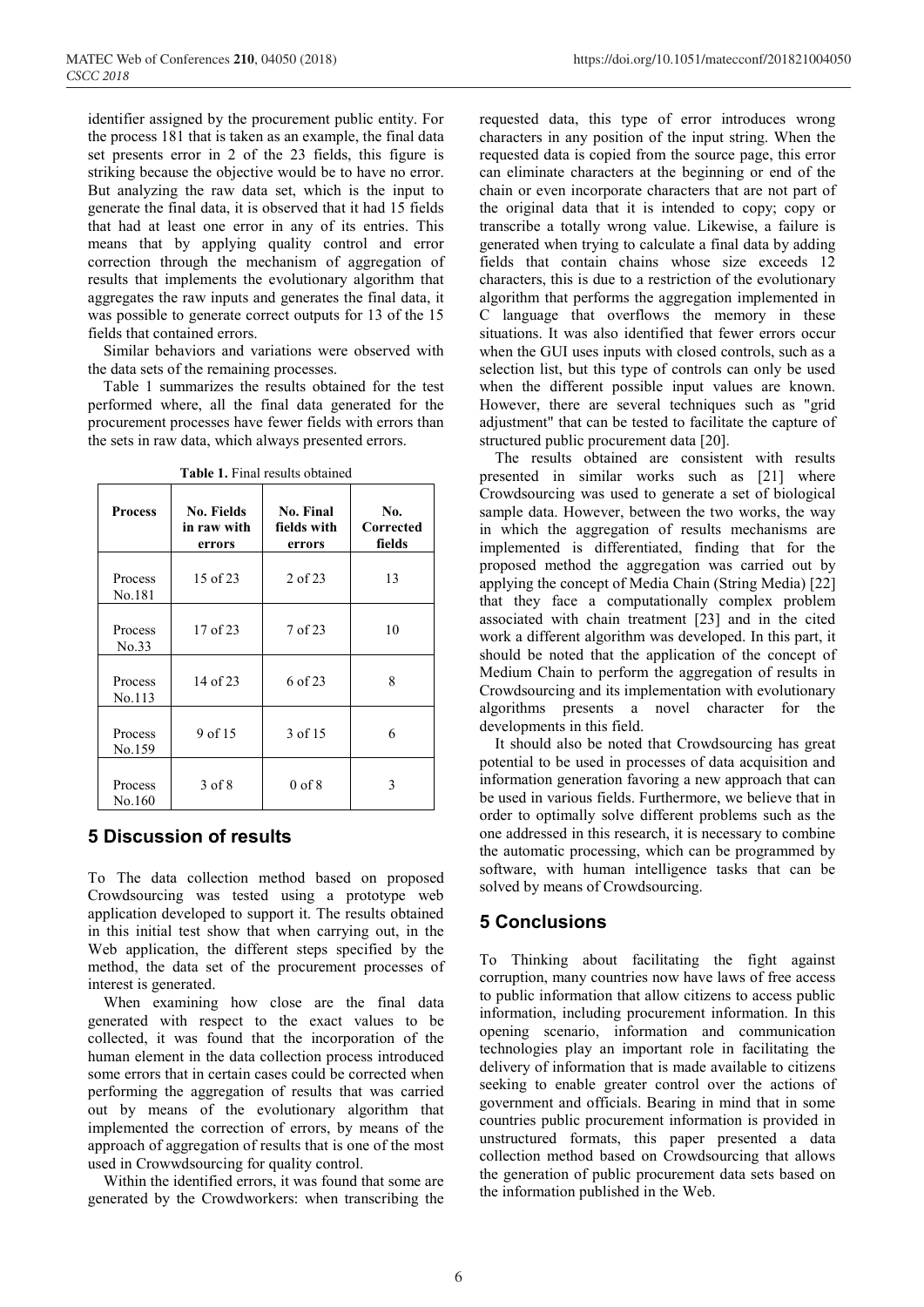identifier assigned by the procurement public entity. For the process 181 that is taken as an example, the final data set presents error in 2 of the 23 fields, this figure is striking because the objective would be to have no error. But analyzing the raw data set, which is the input to generate the final data, it is observed that it had 15 fields that had at least one error in any of its entries. This means that by applying quality control and error correction through the mechanism of aggregation of results that implements the evolutionary algorithm that aggregates the raw inputs and generates the final data, it was possible to generate correct outputs for 13 of the 15 fields that contained errors.

Similar behaviors and variations were observed with the data sets of the remaining processes.

Table 1 summarizes the results obtained for the test performed where, all the final data generated for the procurement processes have fewer fields with errors than the sets in raw data, which always presented errors.

**Table 1.** Final results obtained

| Process | No. Fields in raw with errors | No. Final fields with errors | No. Corrected fields |
|---|---|---|---|
| Process No.181 | 15 of 23 | 2 of 23 | 13 |
| Process No.33 | 17 of 23 | 7 of 23 | 10 |
| Process No.113 | 14 of 23 | 6 of 23 | 8 |
| Process No.159 | 9 of 15 | 3 of 15 | 6 |
| Process No.160 | 3 of 8 | 0 of 8 | 3 |

## 5 Discussion of results

To The data collection method based on proposed Crowdsourcing was tested using a prototype web application developed to support it. The results obtained in this initial test show that when carrying out, in the Web application, the different steps specified by the method, the data set of the procurement processes of interest is generated.

When examining how close are the final data generated with respect to the exact values to be collected, it was found that the incorporation of the human element in the data collection process introduced some errors that in certain cases could be corrected when performing the aggregation of results that was carried out by means of the evolutionary algorithm that implemented the correction of errors, by means of the approach of aggregation of results that is one of the most used in Crowwdsourcing for quality control.

Within the identified errors, it was found that some are generated by the Crowdworkers: when transcribing the requested data, this type of error introduces wrong characters in any position of the input string. When the requested data is copied from the source page, this error can eliminate characters at the beginning or end of the chain or even incorporate characters that are not part of the original data that it is intended to copy; copy or transcribe a totally wrong value. Likewise, a failure is generated when trying to calculate a final data by adding fields that contain chains whose size exceeds 12 characters, this is due to a restriction of the evolutionary algorithm that performs the aggregation implemented in C language that overflows the memory in these situations. It was also identified that fewer errors occur when the GUI uses inputs with closed controls, such as a selection list, but this type of controls can only be used when the different possible input values are known. However, there are several techniques such as "grid adjustment" that can be tested to facilitate the capture of structured public procurement data [20].

The results obtained are consistent with results presented in similar works such as [21] where Crowdsourcing was used to generate a set of biological sample data. However, between the two works, the way in which the aggregation of results mechanisms are implemented is differentiated, finding that for the proposed method the aggregation was carried out by applying the concept of Media Chain (String Media) [22] that they face a computationally complex problem associated with chain treatment [23] and in the cited work a different algorithm was developed. In this part, it should be noted that the application of the concept of Medium Chain to perform the aggregation of results in Crowdsourcing and its implementation with evolutionary algorithms presents a novel character for the developments in this field.

It should also be noted that Crowdsourcing has great potential to be used in processes of data acquisition and information generation favoring a new approach that can be used in various fields. Furthermore, we believe that in order to optimally solve different problems such as the one addressed in this research, it is necessary to combine the automatic processing, which can be programmed by software, with human intelligence tasks that can be solved by means of Crowdsourcing.

## 5 Conclusions

To Thinking about facilitating the fight against corruption, many countries now have laws of free access to public information that allow citizens to access public information, including procurement information. In this opening scenario, information and communication technologies play an important role in facilitating the delivery of information that is made available to citizens seeking to enable greater control over the actions of government and officials. Bearing in mind that in some countries public procurement information is provided in unstructured formats, this paper presented a data collection method based on Crowdsourcing that allows the generation of public procurement data sets based on the information published in the Web.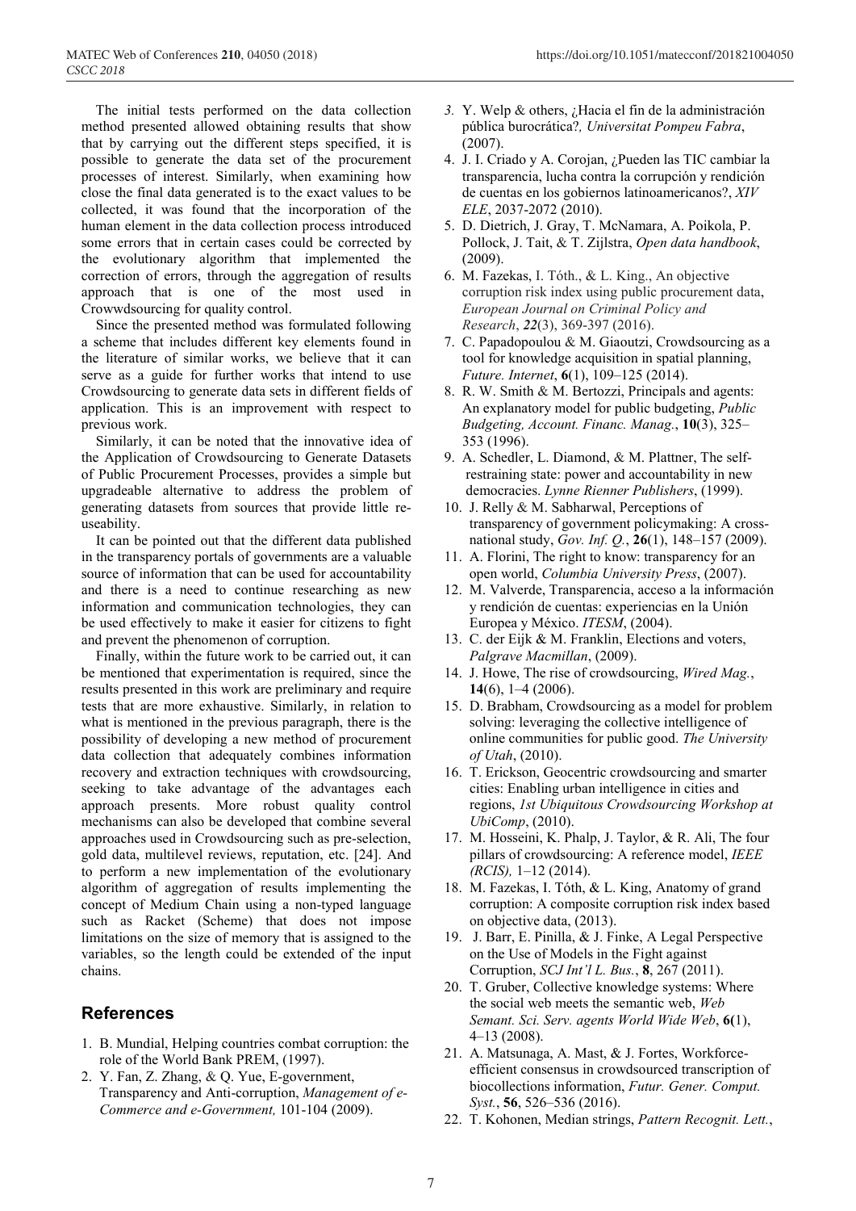The initial tests performed on the data collection method presented allowed obtaining results that show that by carrying out the different steps specified, it is possible to generate the data set of the procurement processes of interest. Similarly, when examining how close the final data generated is to the exact values to be collected, it was found that the incorporation of the human element in the data collection process introduced some errors that in certain cases could be corrected by the evolutionary algorithm that implemented the correction of errors, through the aggregation of results approach that is one of the most used in Crowwdsourcing for quality control.

Since the presented method was formulated following a scheme that includes different key elements found in the literature of similar works, we believe that it can serve as a guide for further works that intend to use Crowdsourcing to generate data sets in different fields of application. This is an improvement with respect to previous work.

Similarly, it can be noted that the innovative idea of the Application of Crowdsourcing to Generate Datasets of Public Procurement Processes, provides a simple but upgradeable alternative to address the problem of generating datasets from sources that provide little re-useability.

It can be pointed out that the different data published in the transparency portals of governments are a valuable source of information that can be used for accountability and there is a need to continue researching as new information and communication technologies, they can be used effectively to make it easier for citizens to fight and prevent the phenomenon of corruption.

Finally, within the future work to be carried out, it can be mentioned that experimentation is required, since the results presented in this work are preliminary and require tests that are more exhaustive. Similarly, in relation to what is mentioned in the previous paragraph, there is the possibility of developing a new method of procurement data collection that adequately combines information recovery and extraction techniques with crowdsourcing, seeking to take advantage of the advantages each approach presents. More robust quality control mechanisms can also be developed that combine several approaches used in Crowdsourcing such as pre-selection, gold data, multilevel reviews, reputation, etc. [24]. And to perform a new implementation of the evolutionary algorithm of aggregation of results implementing the concept of Medium Chain using a non-typed language such as Racket (Scheme) that does not impose limitations on the size of memory that is assigned to the variables, so the length could be extended of the input chains.

## References

1. B. Mundial, Helping countries combat corruption: the role of the World Bank PREM, (1997).
2. Y. Fan, Z. Zhang, & Q. Yue, E-government, Transparency and Anti-corruption, *Management of e-Commerce and e-Government,* 101-104 (2009).
3. Y. Welp & others, ¿Hacia el fin de la administración pública burocrática?*, Universitat Pompeu Fabra*, (2007).
4. J. I. Criado y A. Corojan, ¿Pueden las TIC cambiar la transparencia, lucha contra la corrupción y rendición de cuentas en los gobiernos latinoamericanos?, *XIV ELE*, 2037-2072 (2010).
5. D. Dietrich, J. Gray, T. McNamara, A. Poikola, P. Pollock, J. Tait, & T. Zijlstra, *Open data handbook*, (2009).
6. M. Fazekas, I. Tóth., & L. King., An objective corruption risk index using public procurement data, *European Journal on Criminal Policy and Research*, ***22***(3), 369-397 (2016).
7. C. Papadopoulou & M. Giaoutzi, Crowdsourcing as a tool for knowledge acquisition in spatial planning, *Future. Internet*, **6**(1), 109–125 (2014).
8. R. W. Smith & M. Bertozzi, Principals and agents: An explanatory model for public budgeting, *Public Budgeting, Account. Financ. Manag.*, **10**(3), 325–353 (1996).
9. A. Schedler, L. Diamond, & M. Plattner, The self-restraining state: power and accountability in new democracies. *Lynne Rienner Publishers*, (1999).
10. J. Relly & M. Sabharwal, Perceptions of transparency of government policymaking: A cross-national study, *Gov. Inf. Q.*, **26**(1), 148–157 (2009).
11. A. Florini, The right to know: transparency for an open world, *Columbia University Press*, (2007).
12. M. Valverde, Transparencia, acceso a la información y rendición de cuentas: experiencias en la Unión Europea y México. *ITESM*, (2004).
13. C. der Eijk & M. Franklin, Elections and voters, *Palgrave Macmillan*, (2009).
14. J. Howe, The rise of crowdsourcing, *Wired Mag.*, **14**(6), 1–4 (2006).
15. D. Brabham, Crowdsourcing as a model for problem solving: leveraging the collective intelligence of online communities for public good. *The University of Utah*, (2010).
16. T. Erickson, Geocentric crowdsourcing and smarter cities: Enabling urban intelligence in cities and regions, *1st Ubiquitous Crowdsourcing Workshop at UbiComp*, (2010).
17. M. Hosseini, K. Phalp, J. Taylor, & R. Ali, The four pillars of crowdsourcing: A reference model, *IEEE (RCIS),* 1–12 (2014).
18. M. Fazekas, I. Tóth, & L. King, Anatomy of grand corruption: A composite corruption risk index based on objective data, (2013).
19. J. Barr, E. Pinilla, & J. Finke, A Legal Perspective on the Use of Models in the Fight against Corruption, *SCJ Int'l L. Bus.*, **8**, 267 (2011).
20. T. Gruber, Collective knowledge systems: Where the social web meets the semantic web, *Web Semant. Sci. Serv. agents World Wide Web*, **6(**1), 4–13 (2008).
21. A. Matsunaga, A. Mast, & J. Fortes, Workforce-efficient consensus in crowdsourced transcription of biocollections information, *Futur. Gener. Comput. Syst.*, **56**, 526–536 (2016).
22. T. Kohonen, Median strings, *Pattern Recognit. Lett.*,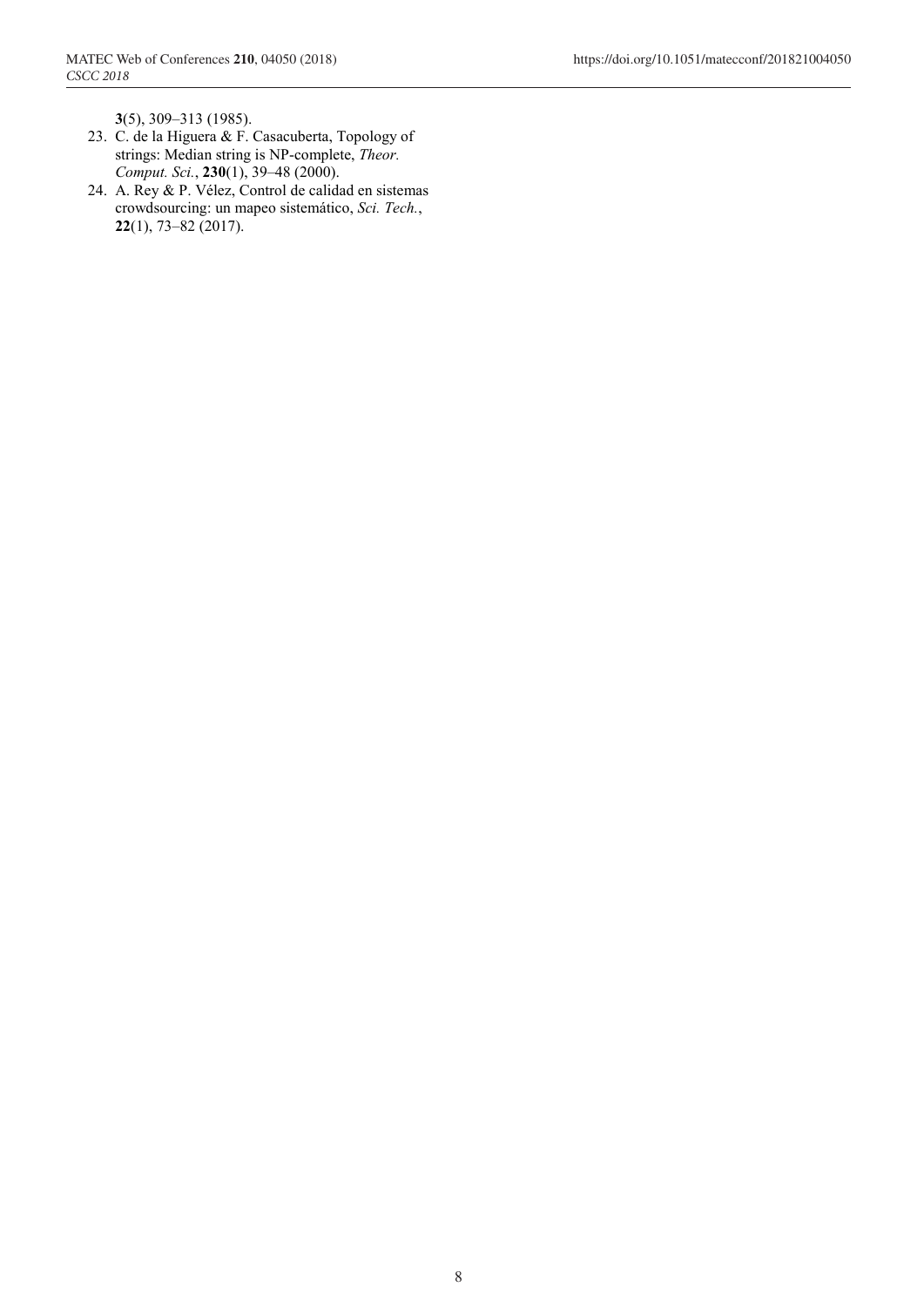**3**(5), 309–313 (1985).

23. C. de la Higuera & F. Casacuberta, Topology of strings: Median string is NP-complete, *Theor. Comput. Sci.*, **230**(1), 39–48 (2000).
24. A. Rey & P. Vélez, Control de calidad en sistemas crowdsourcing: un mapeo sistemático, *Sci. Tech.*, **22**(1), 73–82 (2017).